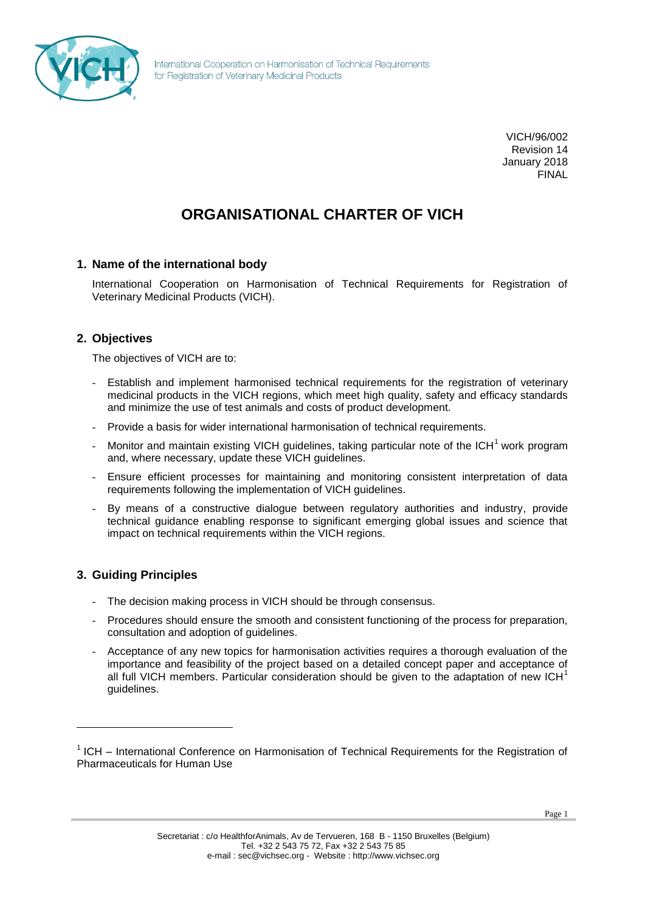International Cooperation on Harmonisation of Technical Requirements for Registration of Veterinary Medicinal Products

VICH/96/002
Revision 14
January 2018
FINAL

# ORGANISATIONAL CHARTER OF VICH

## 1. Name of the international body

International Cooperation on Harmonisation of Technical Requirements for Registration of Veterinary Medicinal Products (VICH).

## 2. Objectives

The objectives of VICH are to:

- Establish and implement harmonised technical requirements for the registration of veterinary medicinal products in the VICH regions, which meet high quality, safety and efficacy standards and minimize the use of test animals and costs of product development.
- Provide a basis for wider international harmonisation of technical requirements.
- Monitor and maintain existing VICH guidelines, taking particular note of the ICH[1] work program and, where necessary, update these VICH guidelines.
- Ensure efficient processes for maintaining and monitoring consistent interpretation of data requirements following the implementation of VICH guidelines.
- By means of a constructive dialogue between regulatory authorities and industry, provide technical guidance enabling response to significant emerging global issues and science that impact on technical requirements within the VICH regions.

## 3. Guiding Principles

- The decision making process in VICH should be through consensus.
- Procedures should ensure the smooth and consistent functioning of the process for preparation, consultation and adoption of guidelines.
- Acceptance of any new topics for harmonisation activities requires a thorough evaluation of the importance and feasibility of the project based on a detailed concept paper and acceptance of all full VICH members. Particular consideration should be given to the adaptation of new ICH[1] guidelines.

---

[1] ICH – International Conference on Harmonisation of Technical Requirements for the Registration of Pharmaceuticals for Human Use

Secretariat : c/o HealthforAnimals, Av de Tervueren, 168 B - 1150 Bruxelles (Belgium)
Tel. +32 2 543 75 72, Fax +32 2 543 75 85
e-mail : sec@vichsec.org - Website : http://www.vichsec.org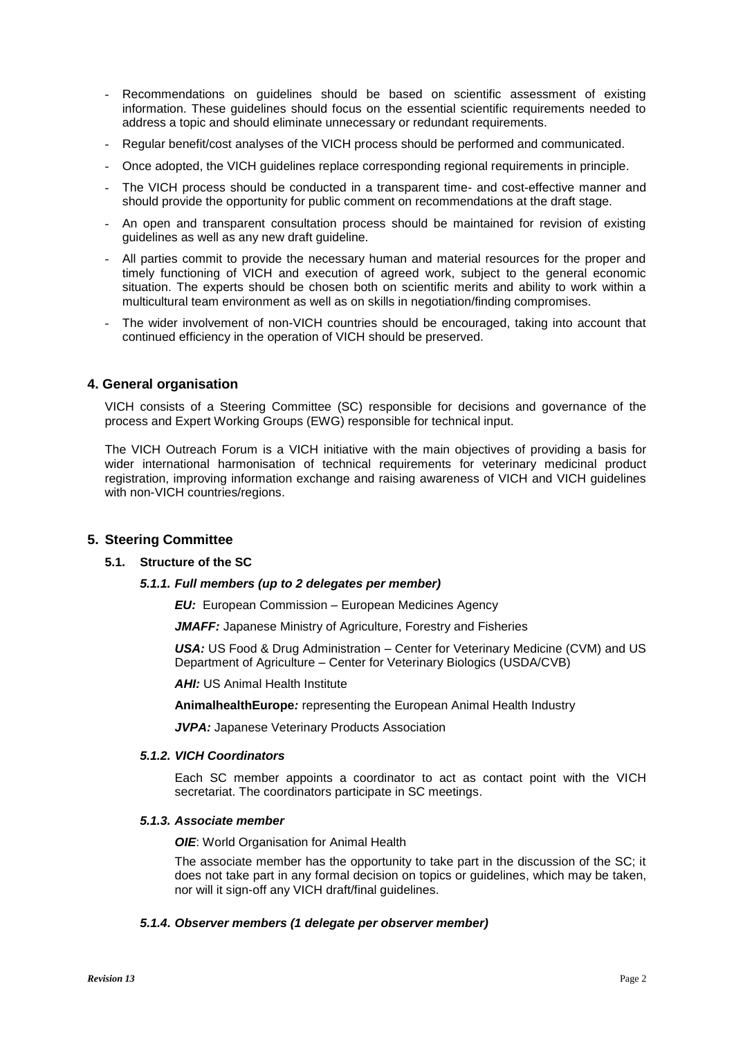- Recommendations on guidelines should be based on scientific assessment of existing information. These guidelines should focus on the essential scientific requirements needed to address a topic and should eliminate unnecessary or redundant requirements.
- Regular benefit/cost analyses of the VICH process should be performed and communicated.
- Once adopted, the VICH guidelines replace corresponding regional requirements in principle.
- The VICH process should be conducted in a transparent time- and cost-effective manner and should provide the opportunity for public comment on recommendations at the draft stage.
- An open and transparent consultation process should be maintained for revision of existing guidelines as well as any new draft guideline.
- All parties commit to provide the necessary human and material resources for the proper and timely functioning of VICH and execution of agreed work, subject to the general economic situation. The experts should be chosen both on scientific merits and ability to work within a multicultural team environment as well as on skills in negotiation/finding compromises.
- The wider involvement of non-VICH countries should be encouraged, taking into account that continued efficiency in the operation of VICH should be preserved.

## 4. General organisation

VICH consists of a Steering Committee (SC) responsible for decisions and governance of the process and Expert Working Groups (EWG) responsible for technical input.

The VICH Outreach Forum is a VICH initiative with the main objectives of providing a basis for wider international harmonisation of technical requirements for veterinary medicinal product registration, improving information exchange and raising awareness of VICH and VICH guidelines with non-VICH countries/regions.

## 5. Steering Committee

### 5.1. Structure of the SC

#### *5.1.1. Full members (up to 2 delegates per member)*

***EU:*** European Commission – European Medicines Agency

***JMAFF:*** Japanese Ministry of Agriculture, Forestry and Fisheries

***USA:*** US Food & Drug Administration – Center for Veterinary Medicine (CVM) and US Department of Agriculture – Center for Veterinary Biologics (USDA/CVB)

***AHI:*** US Animal Health Institute

**AnimalhealthEurope*:*** representing the European Animal Health Industry

***JVPA:*** Japanese Veterinary Products Association

#### *5.1.2. VICH Coordinators*

Each SC member appoints a coordinator to act as contact point with the VICH secretariat. The coordinators participate in SC meetings.

#### *5.1.3. Associate member*

***OIE***: World Organisation for Animal Health

The associate member has the opportunity to take part in the discussion of the SC; it does not take part in any formal decision on topics or guidelines, which may be taken, nor will it sign-off any VICH draft/final guidelines.

#### *5.1.4. Observer members (1 delegate per observer member)*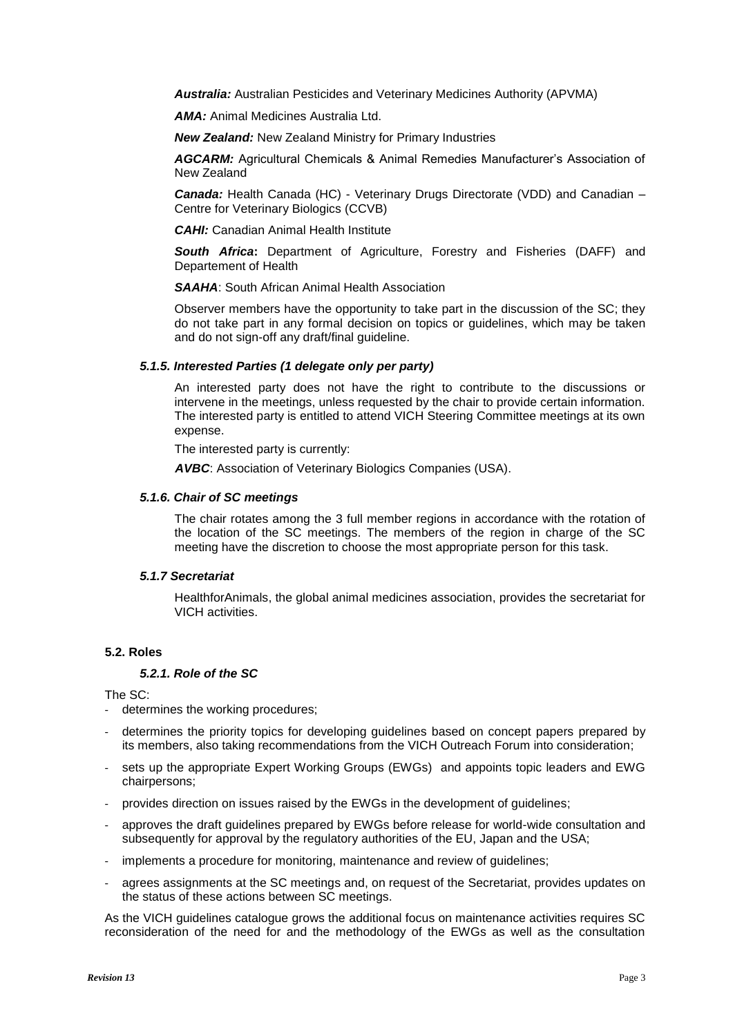***Australia:*** Australian Pesticides and Veterinary Medicines Authority (APVMA)

***AMA:*** Animal Medicines Australia Ltd.

***New Zealand:*** New Zealand Ministry for Primary Industries

***AGCARM:*** Agricultural Chemicals & Animal Remedies Manufacturer's Association of New Zealand

***Canada:*** Health Canada (HC) - Veterinary Drugs Directorate (VDD) and Canadian – Centre for Veterinary Biologics (CCVB)

***CAHI:*** Canadian Animal Health Institute

***South Africa*****:** Department of Agriculture, Forestry and Fisheries (DAFF) and Departement of Health

***SAAHA***: South African Animal Health Association

Observer members have the opportunity to take part in the discussion of the SC; they do not take part in any formal decision on topics or guidelines, which may be taken and do not sign-off any draft/final guideline.

#### *5.1.5. Interested Parties (1 delegate only per party)*

An interested party does not have the right to contribute to the discussions or intervene in the meetings, unless requested by the chair to provide certain information. The interested party is entitled to attend VICH Steering Committee meetings at its own expense.

The interested party is currently:

***AVBC***: Association of Veterinary Biologics Companies (USA).

#### *5.1.6. Chair of SC meetings*

The chair rotates among the 3 full member regions in accordance with the rotation of the location of the SC meetings. The members of the region in charge of the SC meeting have the discretion to choose the most appropriate person for this task.

#### *5.1.7 Secretariat*

HealthforAnimals, the global animal medicines association, provides the secretariat for VICH activities.

### 5.2. Roles

#### *5.2.1. Role of the SC*

The SC:

- determines the working procedures;
- determines the priority topics for developing guidelines based on concept papers prepared by its members, also taking recommendations from the VICH Outreach Forum into consideration;
- sets up the appropriate Expert Working Groups (EWGs) and appoints topic leaders and EWG chairpersons;
- provides direction on issues raised by the EWGs in the development of guidelines;
- approves the draft guidelines prepared by EWGs before release for world-wide consultation and subsequently for approval by the regulatory authorities of the EU, Japan and the USA;
- implements a procedure for monitoring, maintenance and review of guidelines;
- agrees assignments at the SC meetings and, on request of the Secretariat, provides updates on the status of these actions between SC meetings.

As the VICH guidelines catalogue grows the additional focus on maintenance activities requires SC reconsideration of the need for and the methodology of the EWGs as well as the consultation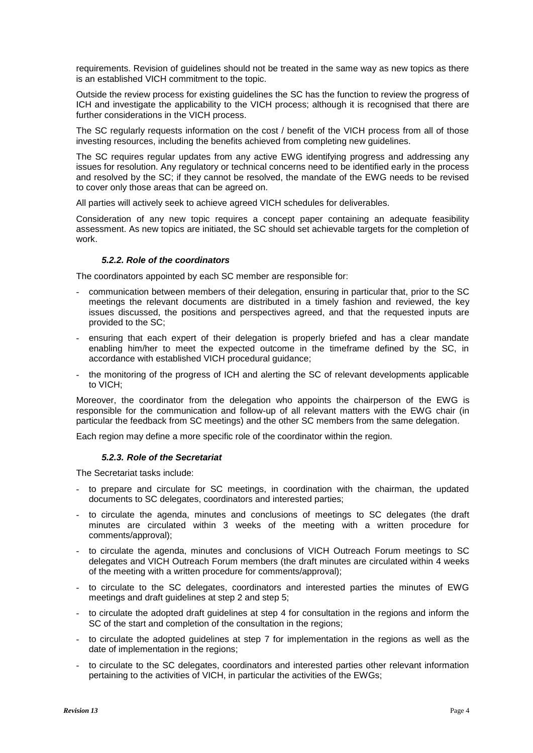requirements. Revision of guidelines should not be treated in the same way as new topics as there is an established VICH commitment to the topic.

Outside the review process for existing guidelines the SC has the function to review the progress of ICH and investigate the applicability to the VICH process; although it is recognised that there are further considerations in the VICH process.

The SC regularly requests information on the cost / benefit of the VICH process from all of those investing resources, including the benefits achieved from completing new guidelines.

The SC requires regular updates from any active EWG identifying progress and addressing any issues for resolution. Any regulatory or technical concerns need to be identified early in the process and resolved by the SC; if they cannot be resolved, the mandate of the EWG needs to be revised to cover only those areas that can be agreed on.

All parties will actively seek to achieve agreed VICH schedules for deliverables.

Consideration of any new topic requires a concept paper containing an adequate feasibility assessment. As new topics are initiated, the SC should set achievable targets for the completion of work.

#### *5.2.2. Role of the coordinators*

The coordinators appointed by each SC member are responsible for:

- communication between members of their delegation, ensuring in particular that, prior to the SC meetings the relevant documents are distributed in a timely fashion and reviewed, the key issues discussed, the positions and perspectives agreed, and that the requested inputs are provided to the SC;
- ensuring that each expert of their delegation is properly briefed and has a clear mandate enabling him/her to meet the expected outcome in the timeframe defined by the SC, in accordance with established VICH procedural guidance;
- the monitoring of the progress of ICH and alerting the SC of relevant developments applicable to VICH;

Moreover, the coordinator from the delegation who appoints the chairperson of the EWG is responsible for the communication and follow-up of all relevant matters with the EWG chair (in particular the feedback from SC meetings) and the other SC members from the same delegation.

Each region may define a more specific role of the coordinator within the region.

#### *5.2.3. Role of the Secretariat*

The Secretariat tasks include:

- to prepare and circulate for SC meetings, in coordination with the chairman, the updated documents to SC delegates, coordinators and interested parties;
- to circulate the agenda, minutes and conclusions of meetings to SC delegates (the draft minutes are circulated within 3 weeks of the meeting with a written procedure for comments/approval);
- to circulate the agenda, minutes and conclusions of VICH Outreach Forum meetings to SC delegates and VICH Outreach Forum members (the draft minutes are circulated within 4 weeks of the meeting with a written procedure for comments/approval);
- to circulate to the SC delegates, coordinators and interested parties the minutes of EWG meetings and draft guidelines at step 2 and step 5;
- to circulate the adopted draft guidelines at step 4 for consultation in the regions and inform the SC of the start and completion of the consultation in the regions;
- to circulate the adopted guidelines at step 7 for implementation in the regions as well as the date of implementation in the regions;
- to circulate to the SC delegates, coordinators and interested parties other relevant information pertaining to the activities of VICH, in particular the activities of the EWGs;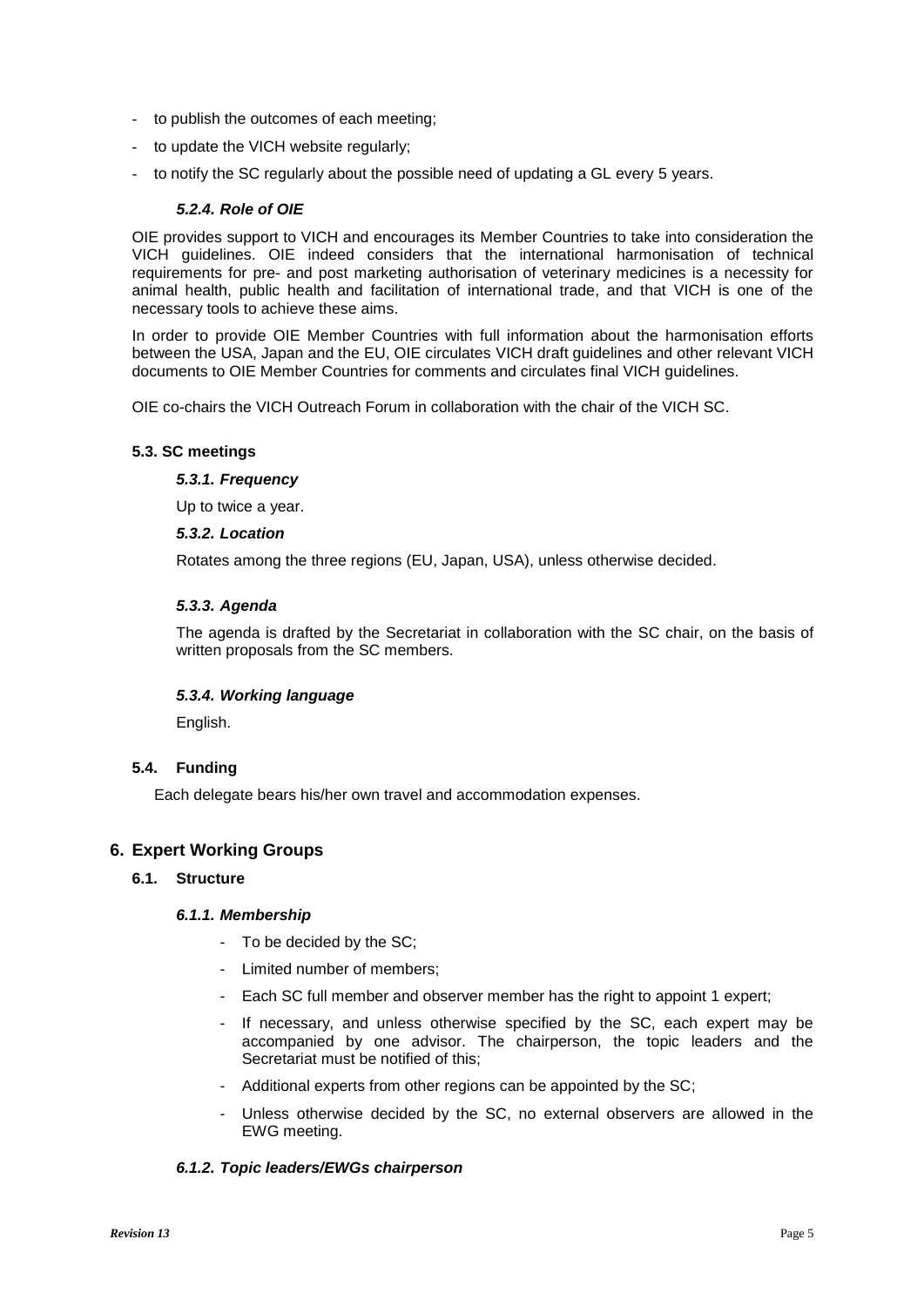- to publish the outcomes of each meeting;
- to update the VICH website regularly;
- to notify the SC regularly about the possible need of updating a GL every 5 years.

#### *5.2.4. Role of OIE*

OIE provides support to VICH and encourages its Member Countries to take into consideration the VICH guidelines. OIE indeed considers that the international harmonisation of technical requirements for pre- and post marketing authorisation of veterinary medicines is a necessity for animal health, public health and facilitation of international trade, and that VICH is one of the necessary tools to achieve these aims.

In order to provide OIE Member Countries with full information about the harmonisation efforts between the USA, Japan and the EU, OIE circulates VICH draft guidelines and other relevant VICH documents to OIE Member Countries for comments and circulates final VICH guidelines.

OIE co-chairs the VICH Outreach Forum in collaboration with the chair of the VICH SC.

### 5.3. SC meetings

#### *5.3.1. Frequency*

Up to twice a year.

#### *5.3.2. Location*

Rotates among the three regions (EU, Japan, USA), unless otherwise decided.

#### *5.3.3. Agenda*

The agenda is drafted by the Secretariat in collaboration with the SC chair, on the basis of written proposals from the SC members.

#### *5.3.4. Working language*

English.

### 5.4. Funding

Each delegate bears his/her own travel and accommodation expenses.

## 6. Expert Working Groups

### 6.1. Structure

#### *6.1.1. Membership*

- To be decided by the SC;
- Limited number of members;
- Each SC full member and observer member has the right to appoint 1 expert;
- If necessary, and unless otherwise specified by the SC, each expert may be accompanied by one advisor. The chairperson, the topic leaders and the Secretariat must be notified of this;
- Additional experts from other regions can be appointed by the SC;
- Unless otherwise decided by the SC, no external observers are allowed in the EWG meeting.

#### *6.1.2. Topic leaders/EWGs chairperson*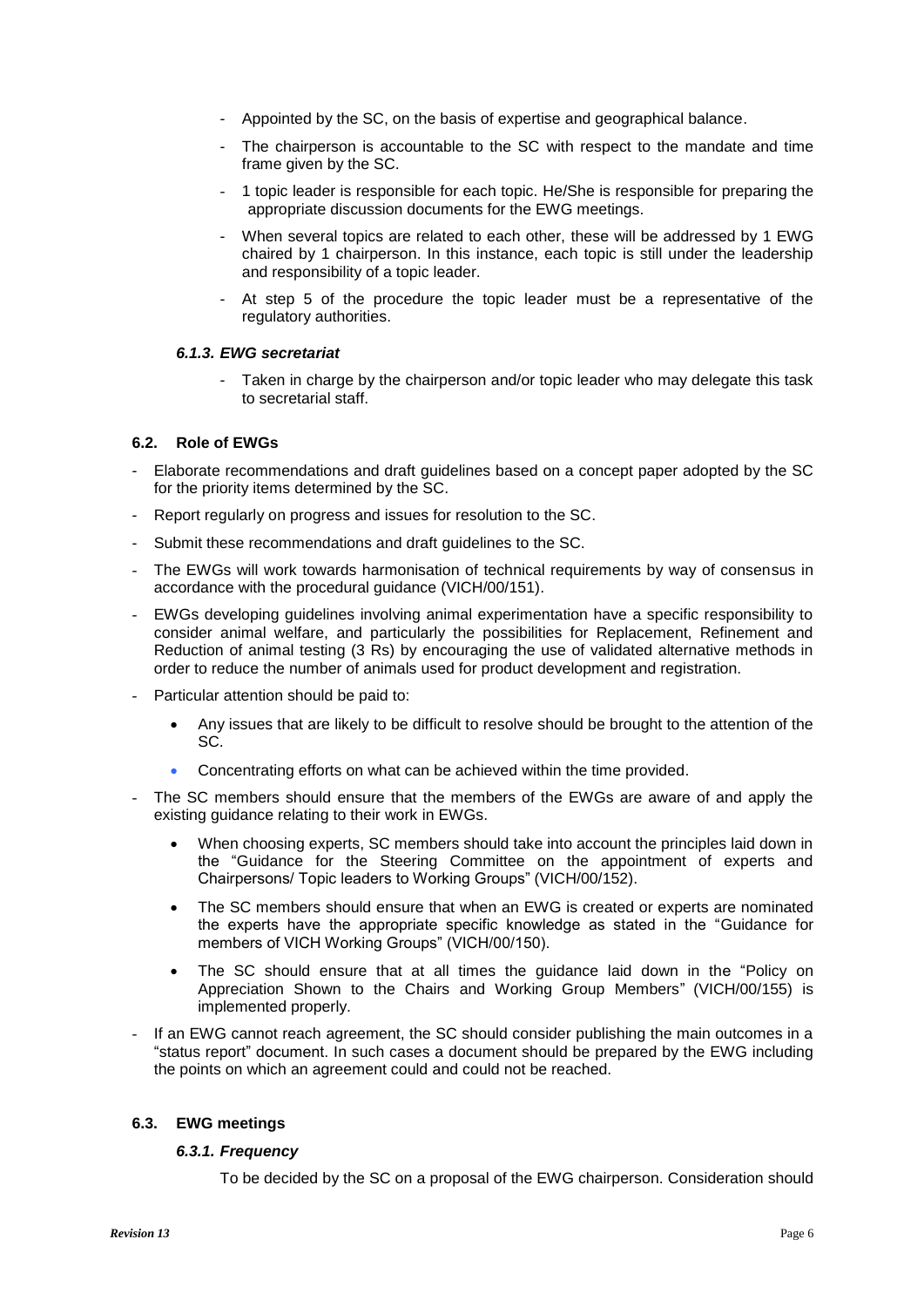- Appointed by the SC, on the basis of expertise and geographical balance.
- The chairperson is accountable to the SC with respect to the mandate and time frame given by the SC.
- 1 topic leader is responsible for each topic. He/She is responsible for preparing the appropriate discussion documents for the EWG meetings.
- When several topics are related to each other, these will be addressed by 1 EWG chaired by 1 chairperson. In this instance, each topic is still under the leadership and responsibility of a topic leader.
- At step 5 of the procedure the topic leader must be a representative of the regulatory authorities.

#### *6.1.3. EWG secretariat*

- Taken in charge by the chairperson and/or topic leader who may delegate this task to secretarial staff.

### 6.2. Role of EWGs

- Elaborate recommendations and draft guidelines based on a concept paper adopted by the SC for the priority items determined by the SC.
- Report regularly on progress and issues for resolution to the SC.
- Submit these recommendations and draft guidelines to the SC.
- The EWGs will work towards harmonisation of technical requirements by way of consensus in accordance with the procedural guidance (VICH/00/151).
- EWGs developing guidelines involving animal experimentation have a specific responsibility to consider animal welfare, and particularly the possibilities for Replacement, Refinement and Reduction of animal testing (3 Rs) by encouraging the use of validated alternative methods in order to reduce the number of animals used for product development and registration.
- Particular attention should be paid to:
    - Any issues that are likely to be difficult to resolve should be brought to the attention of the SC.
    - Concentrating efforts on what can be achieved within the time provided.
- The SC members should ensure that the members of the EWGs are aware of and apply the existing guidance relating to their work in EWGs.
    - When choosing experts, SC members should take into account the principles laid down in the "Guidance for the Steering Committee on the appointment of experts and Chairpersons/ Topic leaders to Working Groups" (VICH/00/152).
    - The SC members should ensure that when an EWG is created or experts are nominated the experts have the appropriate specific knowledge as stated in the "Guidance for members of VICH Working Groups" (VICH/00/150).
    - The SC should ensure that at all times the guidance laid down in the "Policy on Appreciation Shown to the Chairs and Working Group Members" (VICH/00/155) is implemented properly.
- If an EWG cannot reach agreement, the SC should consider publishing the main outcomes in a "status report" document. In such cases a document should be prepared by the EWG including the points on which an agreement could and could not be reached.

### 6.3. EWG meetings

#### *6.3.1. Frequency*

To be decided by the SC on a proposal of the EWG chairperson. Consideration should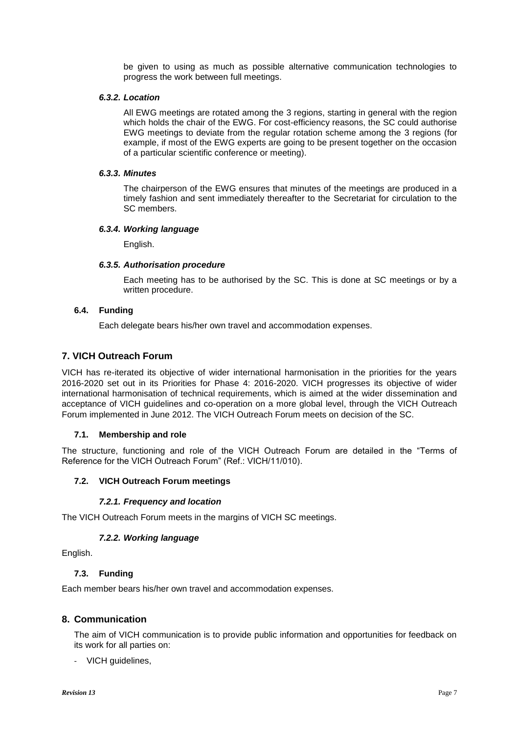be given to using as much as possible alternative communication technologies to progress the work between full meetings.

#### *6.3.2. Location*

All EWG meetings are rotated among the 3 regions, starting in general with the region which holds the chair of the EWG. For cost-efficiency reasons, the SC could authorise EWG meetings to deviate from the regular rotation scheme among the 3 regions (for example, if most of the EWG experts are going to be present together on the occasion of a particular scientific conference or meeting).

#### *6.3.3. Minutes*

The chairperson of the EWG ensures that minutes of the meetings are produced in a timely fashion and sent immediately thereafter to the Secretariat for circulation to the SC members.

#### *6.3.4. Working language*

English.

#### *6.3.5. Authorisation procedure*

Each meeting has to be authorised by the SC. This is done at SC meetings or by a written procedure.

### 6.4. Funding

Each delegate bears his/her own travel and accommodation expenses.

## 7. VICH Outreach Forum

VICH has re-iterated its objective of wider international harmonisation in the priorities for the years 2016-2020 set out in its Priorities for Phase 4: 2016-2020. VICH progresses its objective of wider international harmonisation of technical requirements, which is aimed at the wider dissemination and acceptance of VICH guidelines and co-operation on a more global level, through the VICH Outreach Forum implemented in June 2012. The VICH Outreach Forum meets on decision of the SC.

### 7.1. Membership and role

The structure, functioning and role of the VICH Outreach Forum are detailed in the "Terms of Reference for the VICH Outreach Forum" (Ref.: VICH/11/010).

### 7.2. VICH Outreach Forum meetings

#### *7.2.1. Frequency and location*

The VICH Outreach Forum meets in the margins of VICH SC meetings.

#### *7.2.2. Working language*

English.

### 7.3. Funding

Each member bears his/her own travel and accommodation expenses.

## 8. Communication

The aim of VICH communication is to provide public information and opportunities for feedback on its work for all parties on:

- VICH guidelines,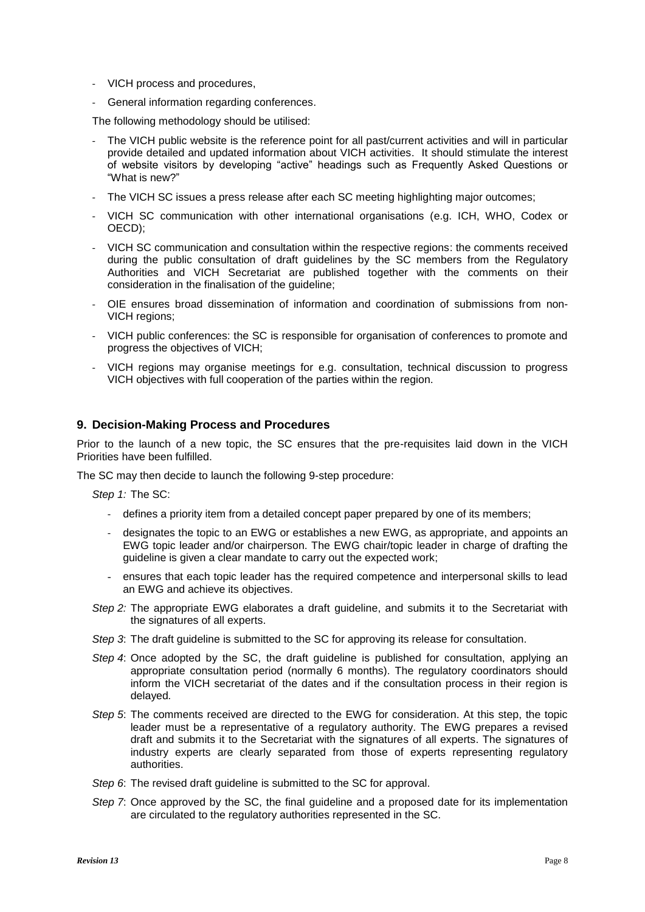- VICH process and procedures,
- General information regarding conferences.

The following methodology should be utilised:

- The VICH public website is the reference point for all past/current activities and will in particular provide detailed and updated information about VICH activities. It should stimulate the interest of website visitors by developing "active" headings such as Frequently Asked Questions or "What is new?"
- The VICH SC issues a press release after each SC meeting highlighting major outcomes;
- VICH SC communication with other international organisations (e.g. ICH, WHO, Codex or OECD);
- VICH SC communication and consultation within the respective regions: the comments received during the public consultation of draft guidelines by the SC members from the Regulatory Authorities and VICH Secretariat are published together with the comments on their consideration in the finalisation of the guideline;
- OIE ensures broad dissemination of information and coordination of submissions from non-VICH regions;
- VICH public conferences: the SC is responsible for organisation of conferences to promote and progress the objectives of VICH;
- VICH regions may organise meetings for e.g. consultation, technical discussion to progress VICH objectives with full cooperation of the parties within the region.

## 9. Decision-Making Process and Procedures

Prior to the launch of a new topic, the SC ensures that the pre-requisites laid down in the VICH Priorities have been fulfilled.

The SC may then decide to launch the following 9-step procedure:

*Step 1:* The SC:

- defines a priority item from a detailed concept paper prepared by one of its members;
- designates the topic to an EWG or establishes a new EWG, as appropriate, and appoints an EWG topic leader and/or chairperson. The EWG chair/topic leader in charge of drafting the guideline is given a clear mandate to carry out the expected work;
- ensures that each topic leader has the required competence and interpersonal skills to lead an EWG and achieve its objectives.

*Step 2:* The appropriate EWG elaborates a draft guideline, and submits it to the Secretariat with the signatures of all experts.

*Step 3*: The draft guideline is submitted to the SC for approving its release for consultation.

*Step 4*: Once adopted by the SC, the draft guideline is published for consultation, applying an appropriate consultation period (normally 6 months). The regulatory coordinators should inform the VICH secretariat of the dates and if the consultation process in their region is delayed.

*Step 5*: The comments received are directed to the EWG for consideration. At this step, the topic leader must be a representative of a regulatory authority. The EWG prepares a revised draft and submits it to the Secretariat with the signatures of all experts. The signatures of industry experts are clearly separated from those of experts representing regulatory authorities.

*Step 6*: The revised draft guideline is submitted to the SC for approval.

*Step 7*: Once approved by the SC, the final guideline and a proposed date for its implementation are circulated to the regulatory authorities represented in the SC.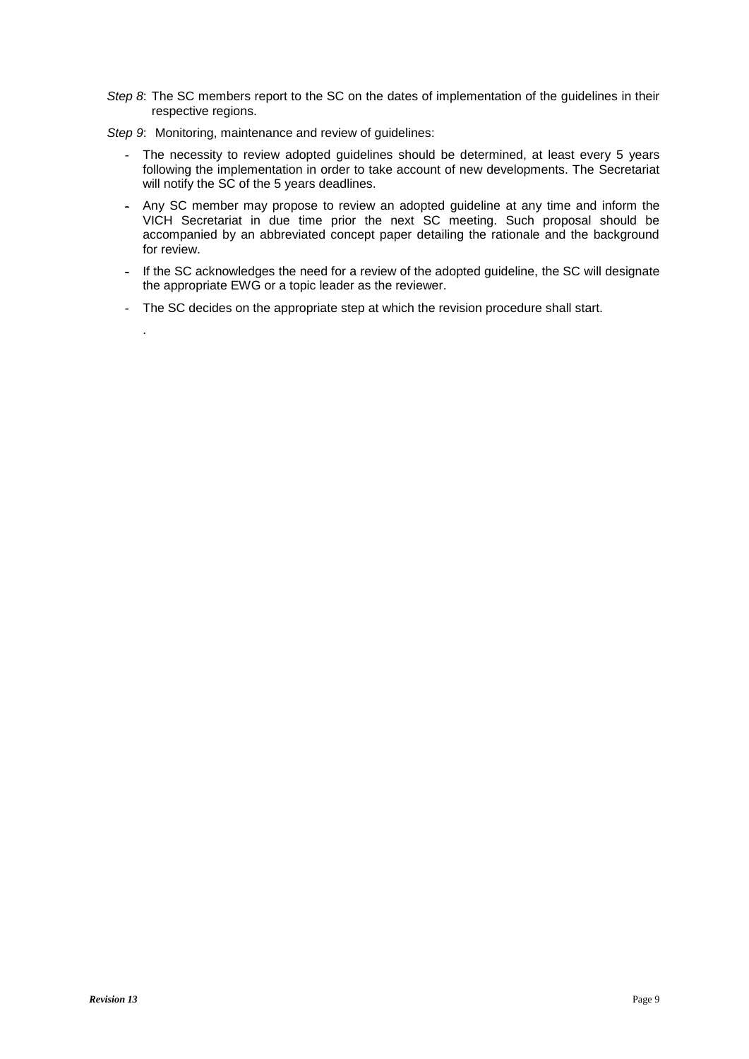*Step 8*: The SC members report to the SC on the dates of implementation of the guidelines in their respective regions.

*Step 9*: Monitoring, maintenance and review of guidelines:

- The necessity to review adopted guidelines should be determined, at least every 5 years following the implementation in order to take account of new developments. The Secretariat will notify the SC of the 5 years deadlines.
- Any SC member may propose to review an adopted guideline at any time and inform the VICH Secretariat in due time prior the next SC meeting. Such proposal should be accompanied by an abbreviated concept paper detailing the rationale and the background for review.
- If the SC acknowledges the need for a review of the adopted guideline, the SC will designate the appropriate EWG or a topic leader as the reviewer.
- The SC decides on the appropriate step at which the revision procedure shall start.

.